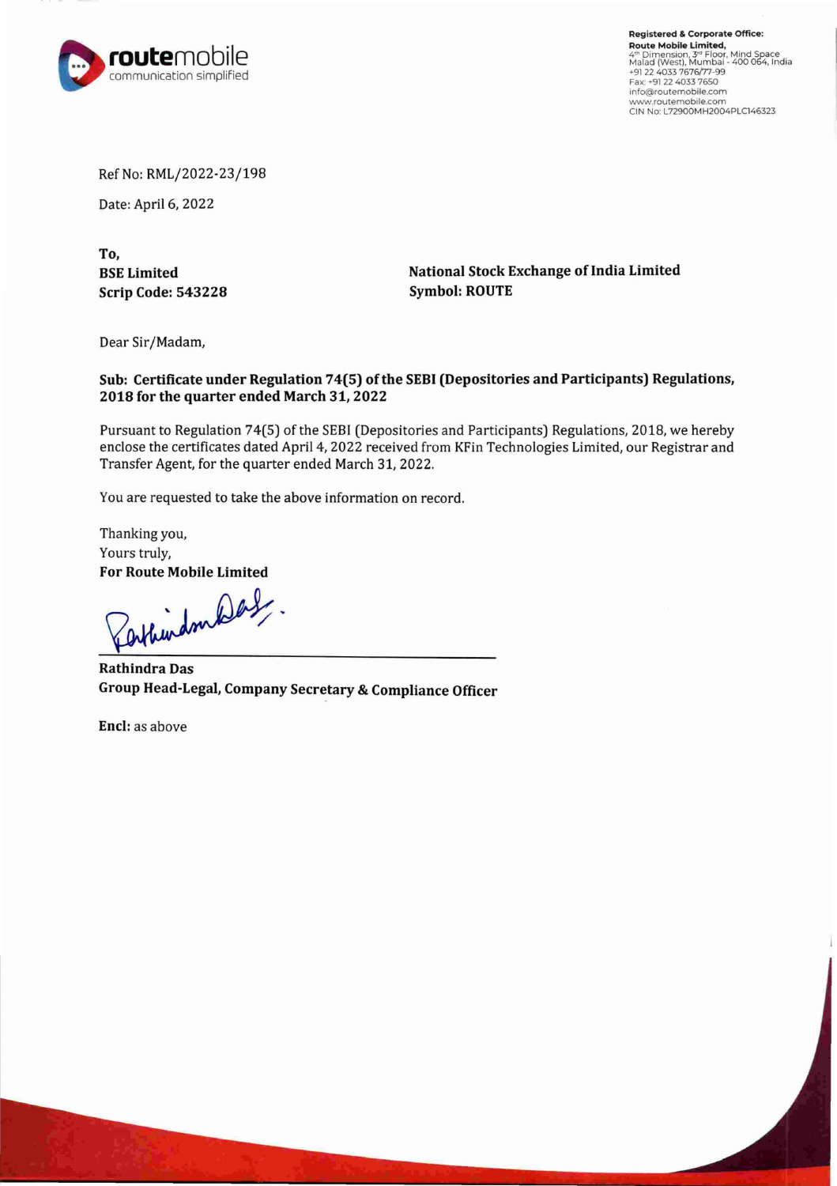**Registered & Corporate Office:**
**Route Mobile Limited,**
4th Dimension, 3rd Floor, Mind Space
Malad (West), Mumbai - 400 064, India
+91 22 4033 7676/77-99
Fax: +91 22 4033 7650
info@routemobile.com
www.routemobile.com
CIN No: L72900MH2004PLC146323

Ref No: RML/2022-23/198

Date: April 6, 2022

**To,**

| **BSE Limited** | **National Stock Exchange of India Limited** |
|---|---|
| **Scrip Code: 543228** | **Symbol: ROUTE** |

Dear Sir/Madam,

**Sub: Certificate under Regulation 74(5) of the SEBI (Depositories and Participants) Regulations, 2018 for the quarter ended March 31, 2022**

Pursuant to Regulation 74(5) of the SEBI (Depositories and Participants) Regulations, 2018, we hereby enclose the certificates dated April 4, 2022 received from KFin Technologies Limited, our Registrar and Transfer Agent, for the quarter ended March 31, 2022.

You are requested to take the above information on record.

Thanking you,
Yours truly,
**For Route Mobile Limited**

**Rathindra Das**
**Group Head-Legal, Company Secretary & Compliance Officer**

**Encl:** as above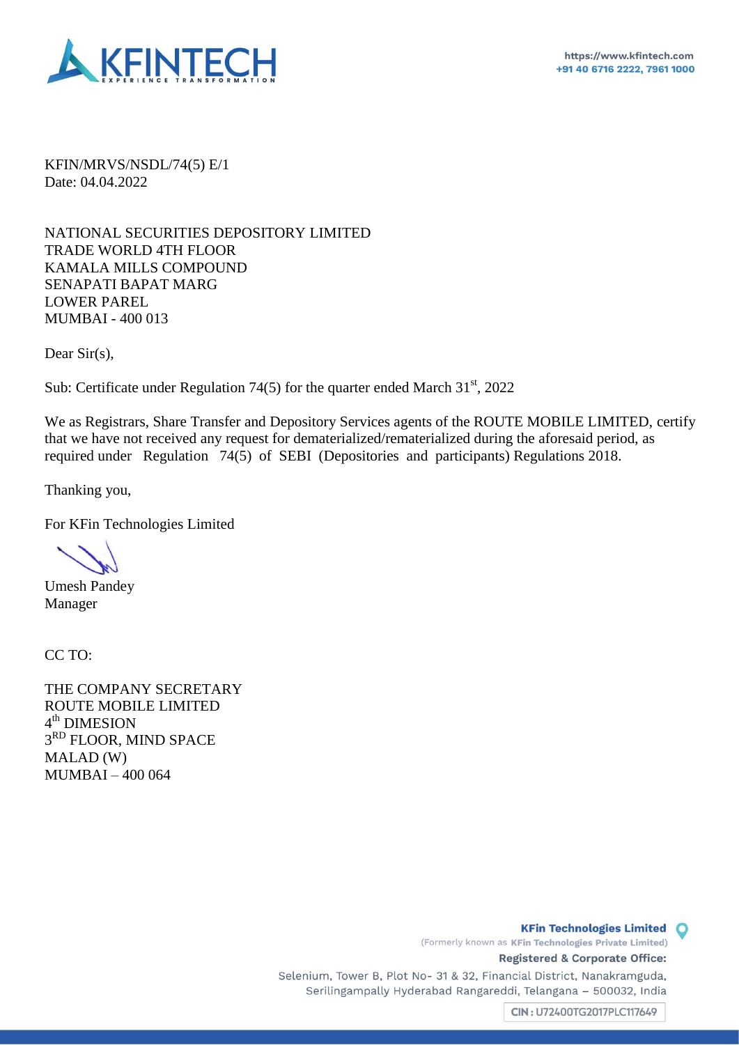KFIN/MRVS/NSDL/74(5) E/1
Date: 04.04.2022

NATIONAL SECURITIES DEPOSITORY LIMITED
TRADE WORLD 4TH FLOOR
KAMALA MILLS COMPOUND
SENAPATI BAPAT MARG
LOWER PAREL
MUMBAI - 400 013

Dear Sir(s),

Sub: Certificate under Regulation 74(5) for the quarter ended March 31st, 2022

We as Registrars, Share Transfer and Depository Services agents of the ROUTE MOBILE LIMITED, certify that we have not received any request for dematerialized/rematerialized during the aforesaid period, as required under Regulation 74(5) of SEBI (Depositories and participants) Regulations 2018.

Thanking you,

For KFin Technologies Limited

Umesh Pandey
Manager

CC TO:

THE COMPANY SECRETARY
ROUTE MOBILE LIMITED
4th DIMESION
3RD FLOOR, MIND SPACE
MALAD (W)
MUMBAI – 400 064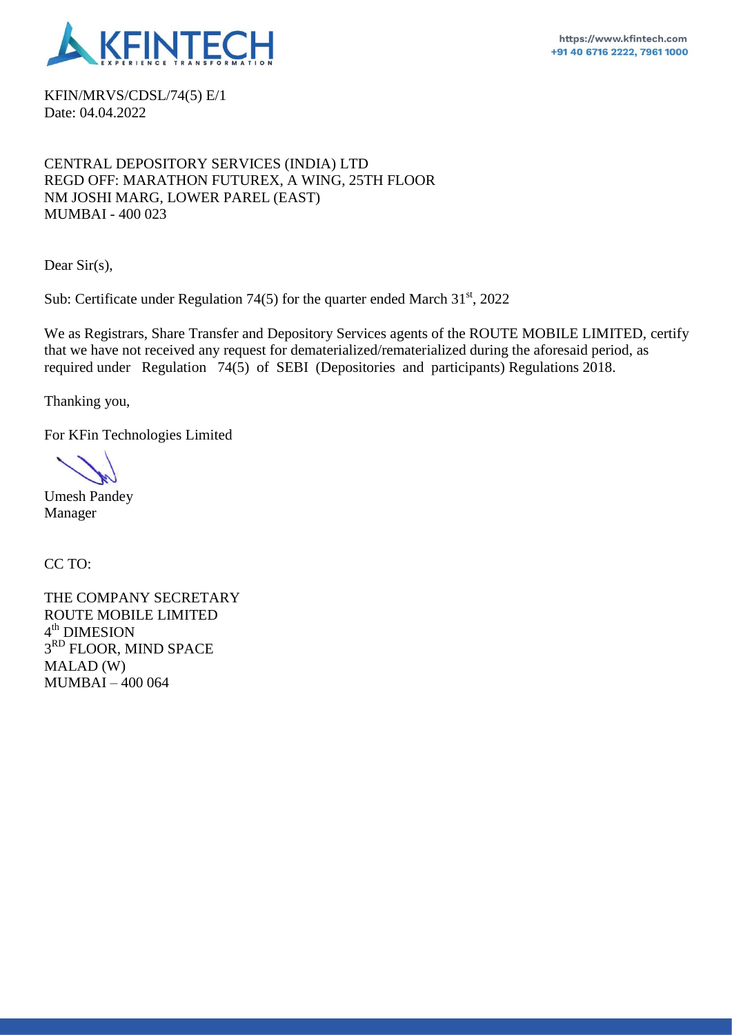KFIN/MRVS/CDSL/74(5) E/1
Date: 04.04.2022

CENTRAL DEPOSITORY SERVICES (INDIA) LTD
REGD OFF: MARATHON FUTUREX, A WING, 25TH FLOOR
NM JOSHI MARG, LOWER PAREL (EAST)
MUMBAI - 400 023

Dear Sir(s),

Sub: Certificate under Regulation 74(5) for the quarter ended March 31st, 2022

We as Registrars, Share Transfer and Depository Services agents of the ROUTE MOBILE LIMITED, certify that we have not received any request for dematerialized/rematerialized during the aforesaid period, as required under Regulation 74(5) of SEBI (Depositories and participants) Regulations 2018.

Thanking you,

For KFin Technologies Limited

Umesh Pandey
Manager

CC TO:

THE COMPANY SECRETARY
ROUTE MOBILE LIMITED
4th DIMESION
3RD FLOOR, MIND SPACE
MALAD (W)
MUMBAI – 400 064